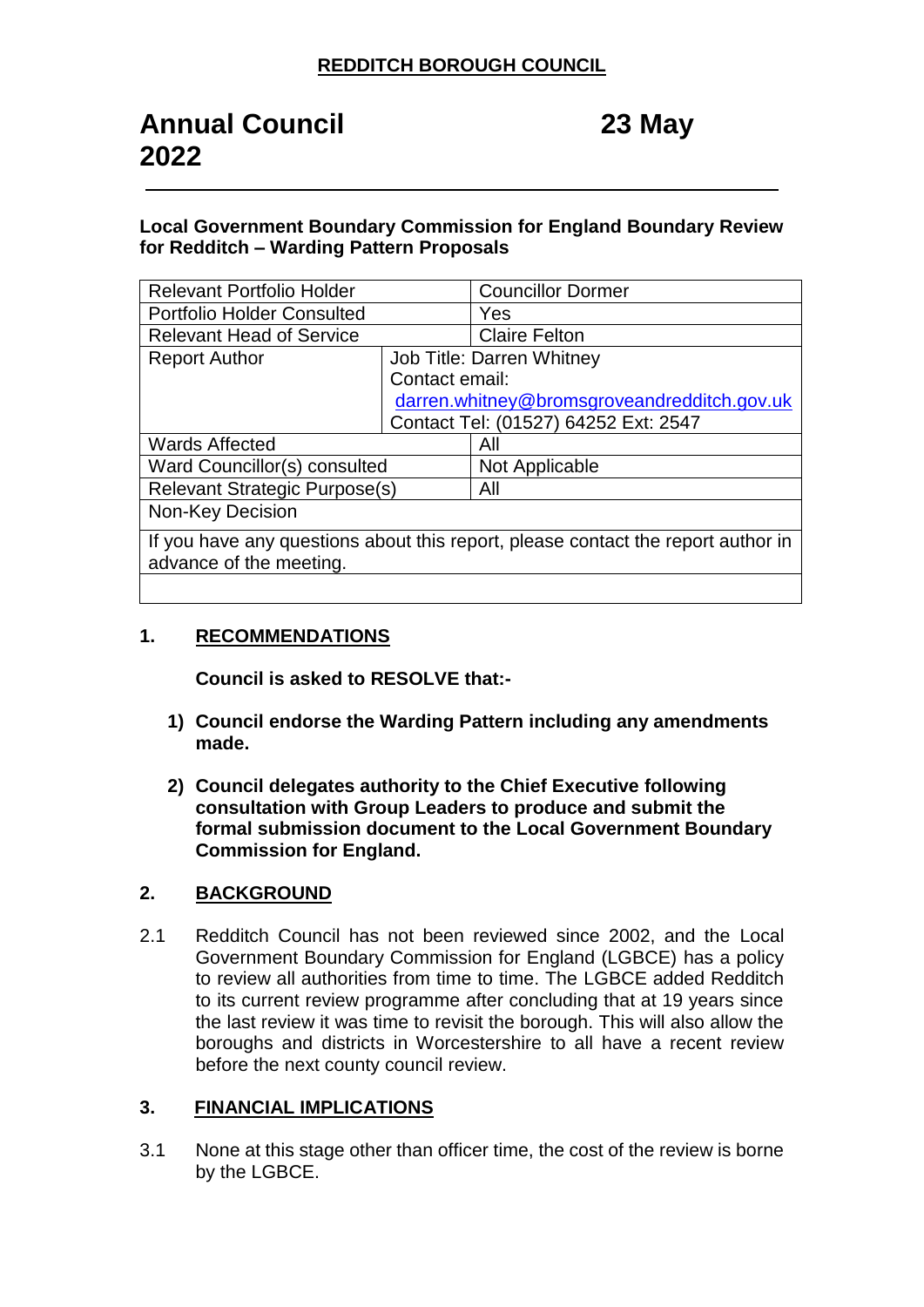**REDDITCH BOROUGH COUNCIL**

# Annual Council 23 May 2022

**Local Government Boundary Commission for England Boundary Review for Redditch – Warding Pattern Proposals**

| Relevant Portfolio Holder | | Councillor Dormer |
|---|---|---|
| Portfolio Holder Consulted | | Yes |
| Relevant Head of Service | | Claire Felton |
| Report Author | Job Title: Darren Whitney<br>Contact email: darren.whitney@bromsgroveandredditch.gov.uk<br>Contact Tel: (01527) 64252 Ext: 2547 | |
| Wards Affected | | All |
| Ward Councillor(s) consulted | | Not Applicable |
| Relevant Strategic Purpose(s) | | All |
| Non-Key Decision | | |
| If you have any questions about this report, please contact the report author in advance of the meeting. | | |

## 1. RECOMMENDATIONS

**Council is asked to RESOLVE that:-**

1) **Council endorse the Warding Pattern including any amendments made.**

2) **Council delegates authority to the Chief Executive following consultation with Group Leaders to produce and submit the formal submission document to the Local Government Boundary Commission for England.**

## 2. BACKGROUND

2.1 Redditch Council has not been reviewed since 2002, and the Local Government Boundary Commission for England (LGBCE) has a policy to review all authorities from time to time. The LGBCE added Redditch to its current review programme after concluding that at 19 years since the last review it was time to revisit the borough. This will also allow the boroughs and districts in Worcestershire to all have a recent review before the next county council review.

## 3. FINANCIAL IMPLICATIONS

3.1 None at this stage other than officer time, the cost of the review is borne by the LGBCE.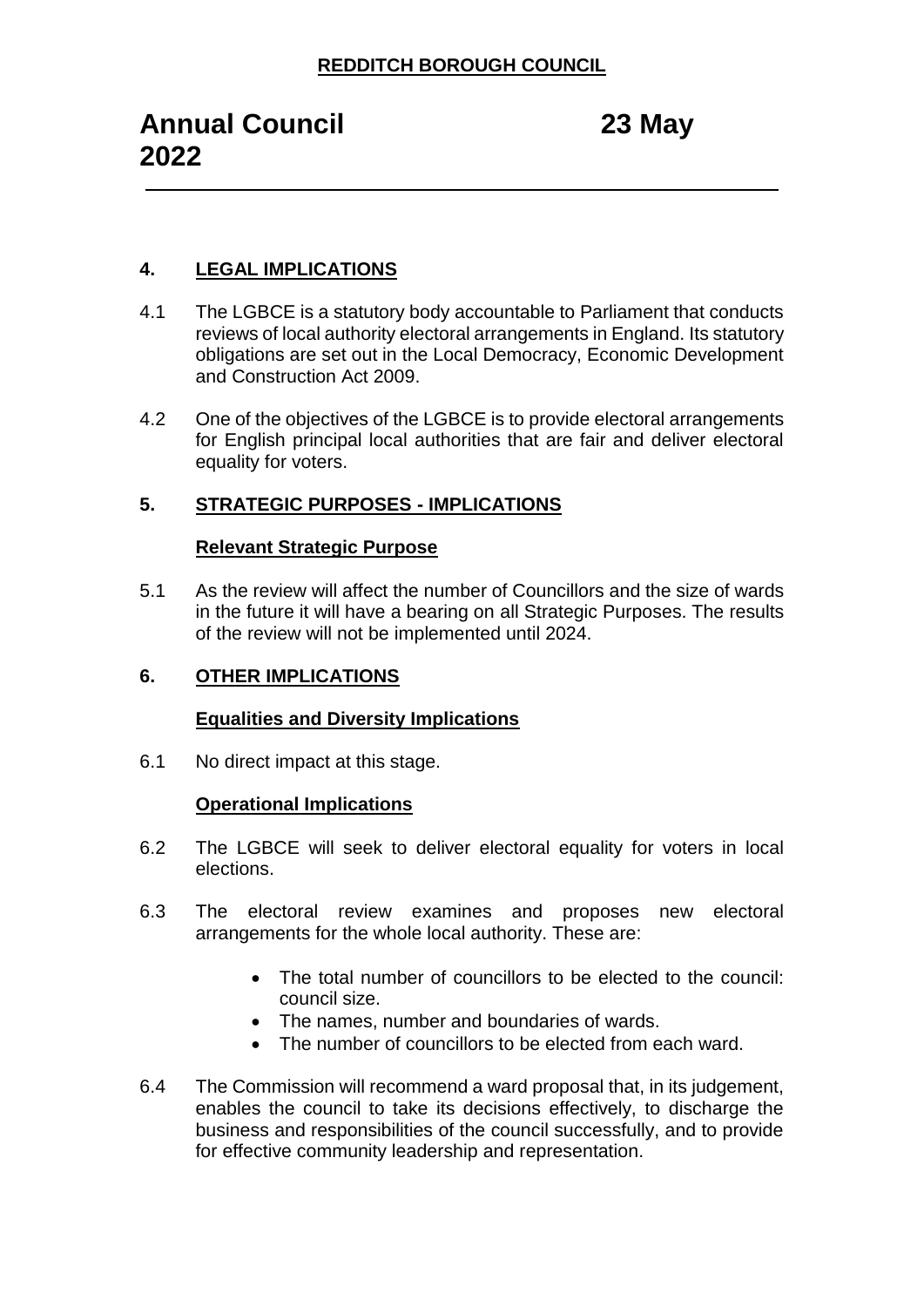## 4. LEGAL IMPLICATIONS

4.1 The LGBCE is a statutory body accountable to Parliament that conducts reviews of local authority electoral arrangements in England. Its statutory obligations are set out in the Local Democracy, Economic Development and Construction Act 2009.

4.2 One of the objectives of the LGBCE is to provide electoral arrangements for English principal local authorities that are fair and deliver electoral equality for voters.

## 5. STRATEGIC PURPOSES - IMPLICATIONS

### Relevant Strategic Purpose

5.1 As the review will affect the number of Councillors and the size of wards in the future it will have a bearing on all Strategic Purposes. The results of the review will not be implemented until 2024.

## 6. OTHER IMPLICATIONS

### Equalities and Diversity Implications

6.1 No direct impact at this stage.

### Operational Implications

6.2 The LGBCE will seek to deliver electoral equality for voters in local elections.

6.3 The electoral review examines and proposes new electoral arrangements for the whole local authority. These are:

- The total number of councillors to be elected to the council: council size.
- The names, number and boundaries of wards.
- The number of councillors to be elected from each ward.

6.4 The Commission will recommend a ward proposal that, in its judgement, enables the council to take its decisions effectively, to discharge the business and responsibilities of the council successfully, and to provide for effective community leadership and representation.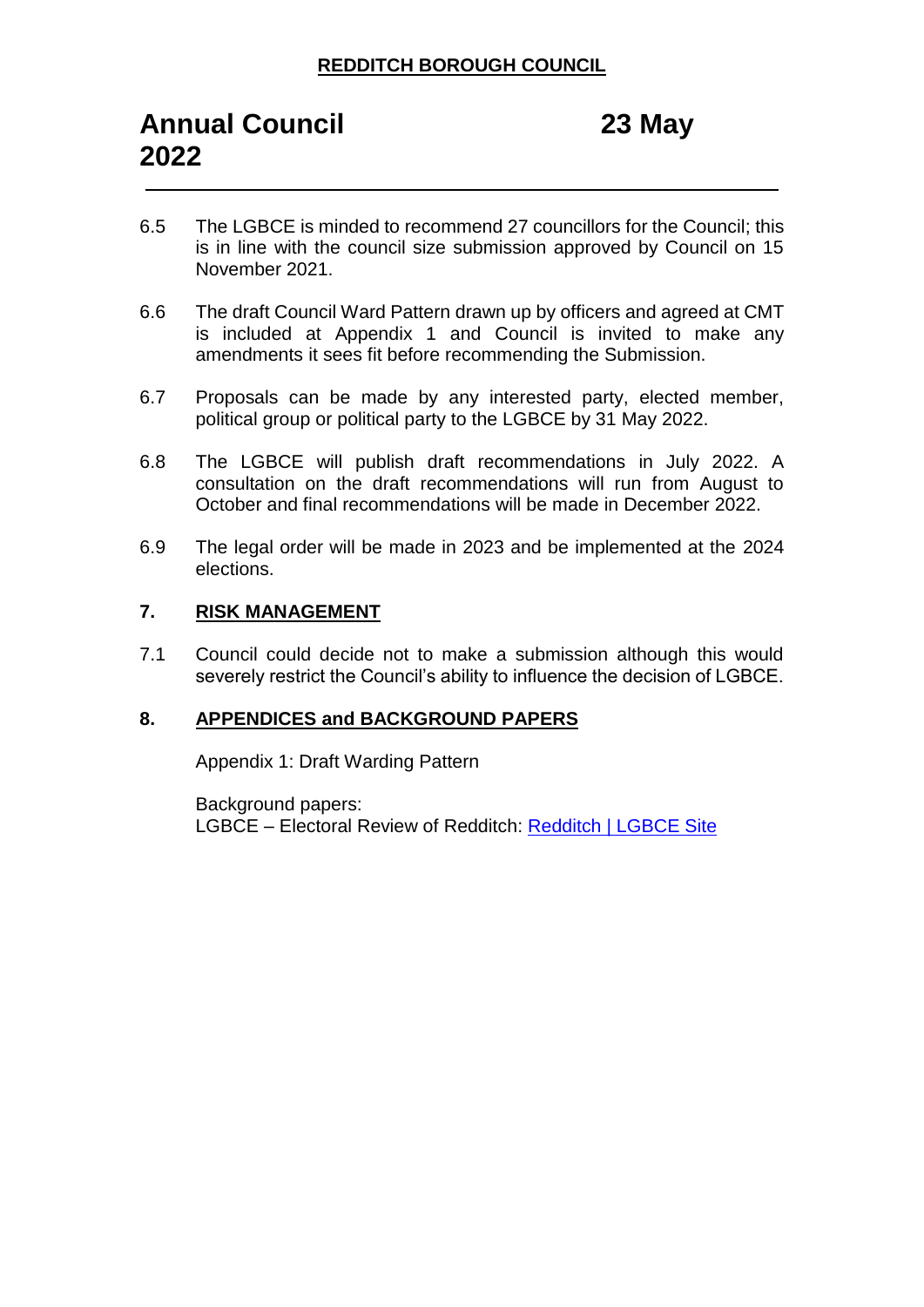6.5 The LGBCE is minded to recommend 27 councillors for the Council; this is in line with the council size submission approved by Council on 15 November 2021.

6.6 The draft Council Ward Pattern drawn up by officers and agreed at CMT is included at Appendix 1 and Council is invited to make any amendments it sees fit before recommending the Submission.

6.7 Proposals can be made by any interested party, elected member, political group or political party to the LGBCE by 31 May 2022.

6.8 The LGBCE will publish draft recommendations in July 2022. A consultation on the draft recommendations will run from August to October and final recommendations will be made in December 2022.

6.9 The legal order will be made in 2023 and be implemented at the 2024 elections.

## 7. RISK MANAGEMENT

7.1 Council could decide not to make a submission although this would severely restrict the Council's ability to influence the decision of LGBCE.

## 8. APPENDICES and BACKGROUND PAPERS

Appendix 1: Draft Warding Pattern

Background papers:
LGBCE – Electoral Review of Redditch: Redditch | LGBCE Site